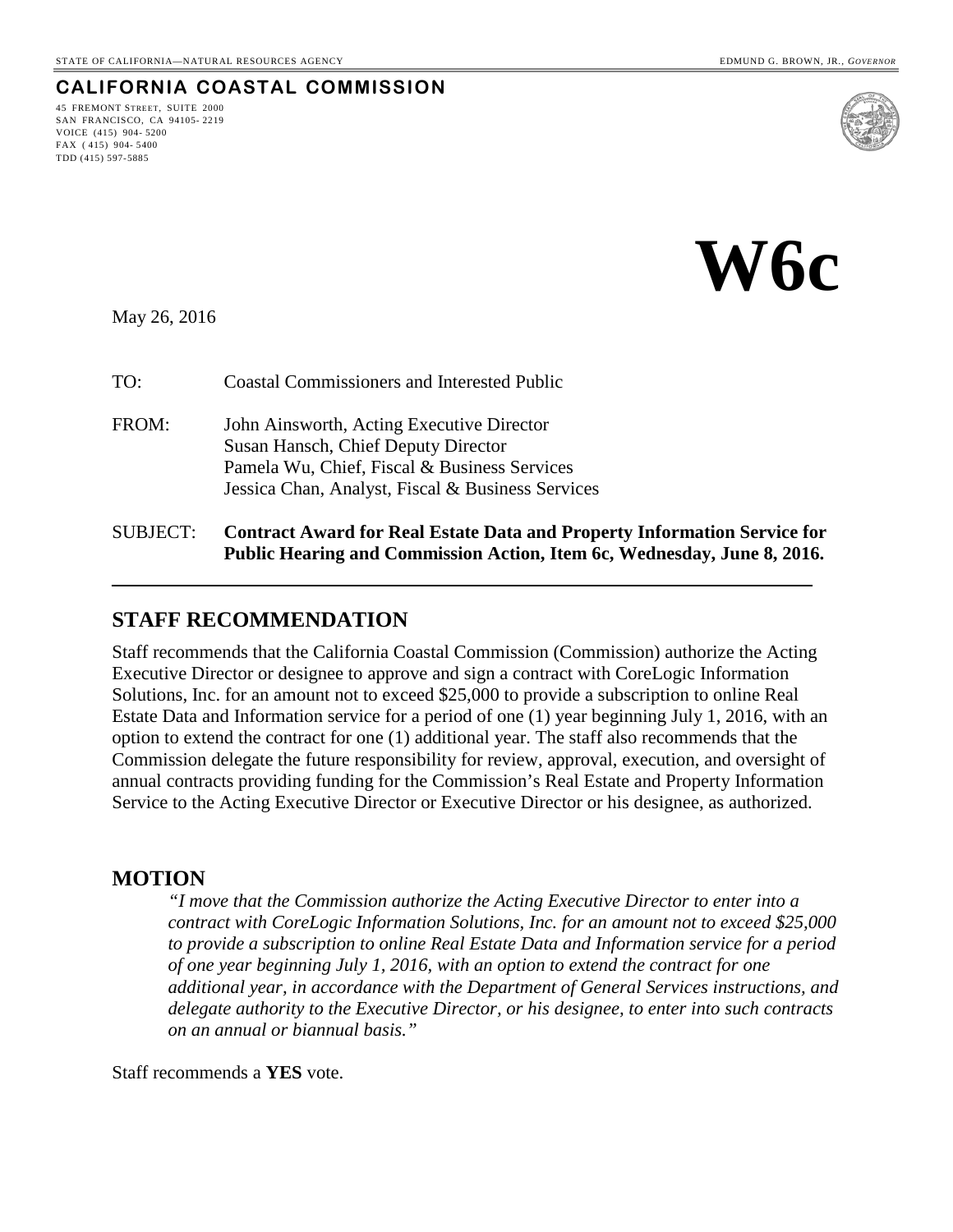STATE OF CALIFORNIA—NATURAL RESOURCES AGENCY EDMUND G. BROWN, JR., *GOVERNOR*

**CALIFORNIA COASTAL COMMISSION**

45 FREMONT STREET, SUITE 2000
SAN FRANCISCO, CA 94105-2219
VOICE (415) 904-5200
FAX (415) 904-5400
TDD (415) 597-5885

# W6c

May 26, 2016

TO: Coastal Commissioners and Interested Public

FROM: John Ainsworth, Acting Executive Director
Susan Hansch, Chief Deputy Director
Pamela Wu, Chief, Fiscal & Business Services
Jessica Chan, Analyst, Fiscal & Business Services

SUBJECT: **Contract Award for Real Estate Data and Property Information Service for Public Hearing and Commission Action, Item 6c, Wednesday, June 8, 2016.**

---

## STAFF RECOMMENDATION

Staff recommends that the California Coastal Commission (Commission) authorize the Acting Executive Director or designee to approve and sign a contract with CoreLogic Information Solutions, Inc. for an amount not to exceed $25,000 to provide a subscription to online Real Estate Data and Information service for a period of one (1) year beginning July 1, 2016, with an option to extend the contract for one (1) additional year. The staff also recommends that the Commission delegate the future responsibility for review, approval, execution, and oversight of annual contracts providing funding for the Commission's Real Estate and Property Information Service to the Acting Executive Director or Executive Director or his designee, as authorized.

## MOTION

> *"I move that the Commission authorize the Acting Executive Director to enter into a contract with CoreLogic Information Solutions, Inc. for an amount not to exceed $25,000 to provide a subscription to online Real Estate Data and Information service for a period of one year beginning July 1, 2016, with an option to extend the contract for one additional year, in accordance with the Department of General Services instructions, and delegate authority to the Executive Director, or his designee, to enter into such contracts on an annual or biannual basis."*

Staff recommends a **YES** vote.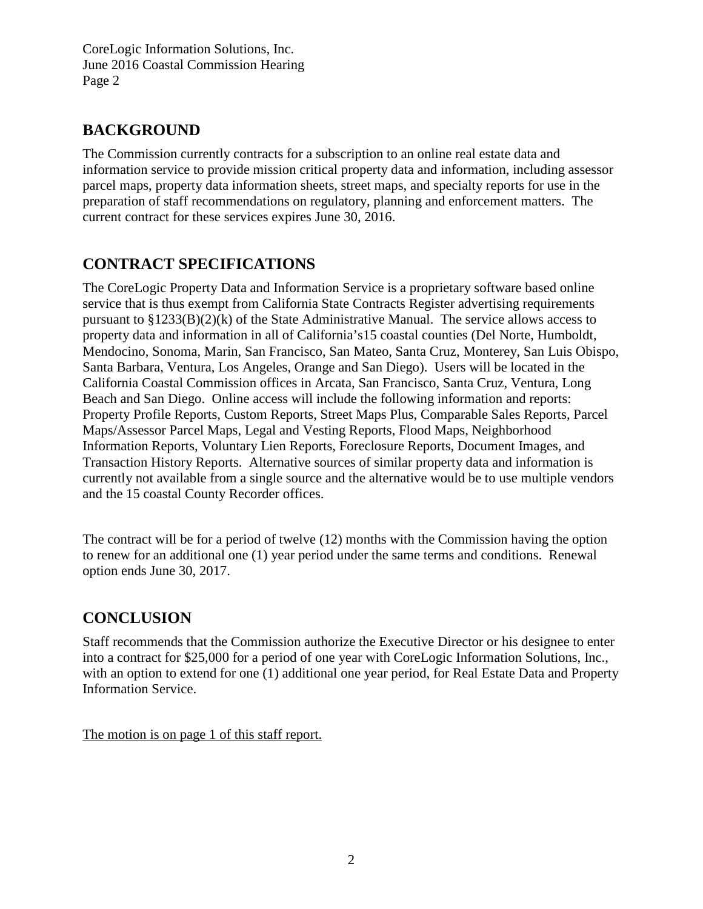## BACKGROUND

The Commission currently contracts for a subscription to an online real estate data and information service to provide mission critical property data and information, including assessor parcel maps, property data information sheets, street maps, and specialty reports for use in the preparation of staff recommendations on regulatory, planning and enforcement matters. The current contract for these services expires June 30, 2016.

## CONTRACT SPECIFICATIONS

The CoreLogic Property Data and Information Service is a proprietary software based online service that is thus exempt from California State Contracts Register advertising requirements pursuant to §1233(B)(2)(k) of the State Administrative Manual. The service allows access to property data and information in all of California's15 coastal counties (Del Norte, Humboldt, Mendocino, Sonoma, Marin, San Francisco, San Mateo, Santa Cruz, Monterey, San Luis Obispo, Santa Barbara, Ventura, Los Angeles, Orange and San Diego). Users will be located in the California Coastal Commission offices in Arcata, San Francisco, Santa Cruz, Ventura, Long Beach and San Diego. Online access will include the following information and reports: Property Profile Reports, Custom Reports, Street Maps Plus, Comparable Sales Reports, Parcel Maps/Assessor Parcel Maps, Legal and Vesting Reports, Flood Maps, Neighborhood Information Reports, Voluntary Lien Reports, Foreclosure Reports, Document Images, and Transaction History Reports. Alternative sources of similar property data and information is currently not available from a single source and the alternative would be to use multiple vendors and the 15 coastal County Recorder offices.

The contract will be for a period of twelve (12) months with the Commission having the option to renew for an additional one (1) year period under the same terms and conditions. Renewal option ends June 30, 2017.

## CONCLUSION

Staff recommends that the Commission authorize the Executive Director or his designee to enter into a contract for $25,000 for a period of one year with CoreLogic Information Solutions, Inc., with an option to extend for one (1) additional one year period, for Real Estate Data and Property Information Service.

The motion is on page 1 of this staff report.